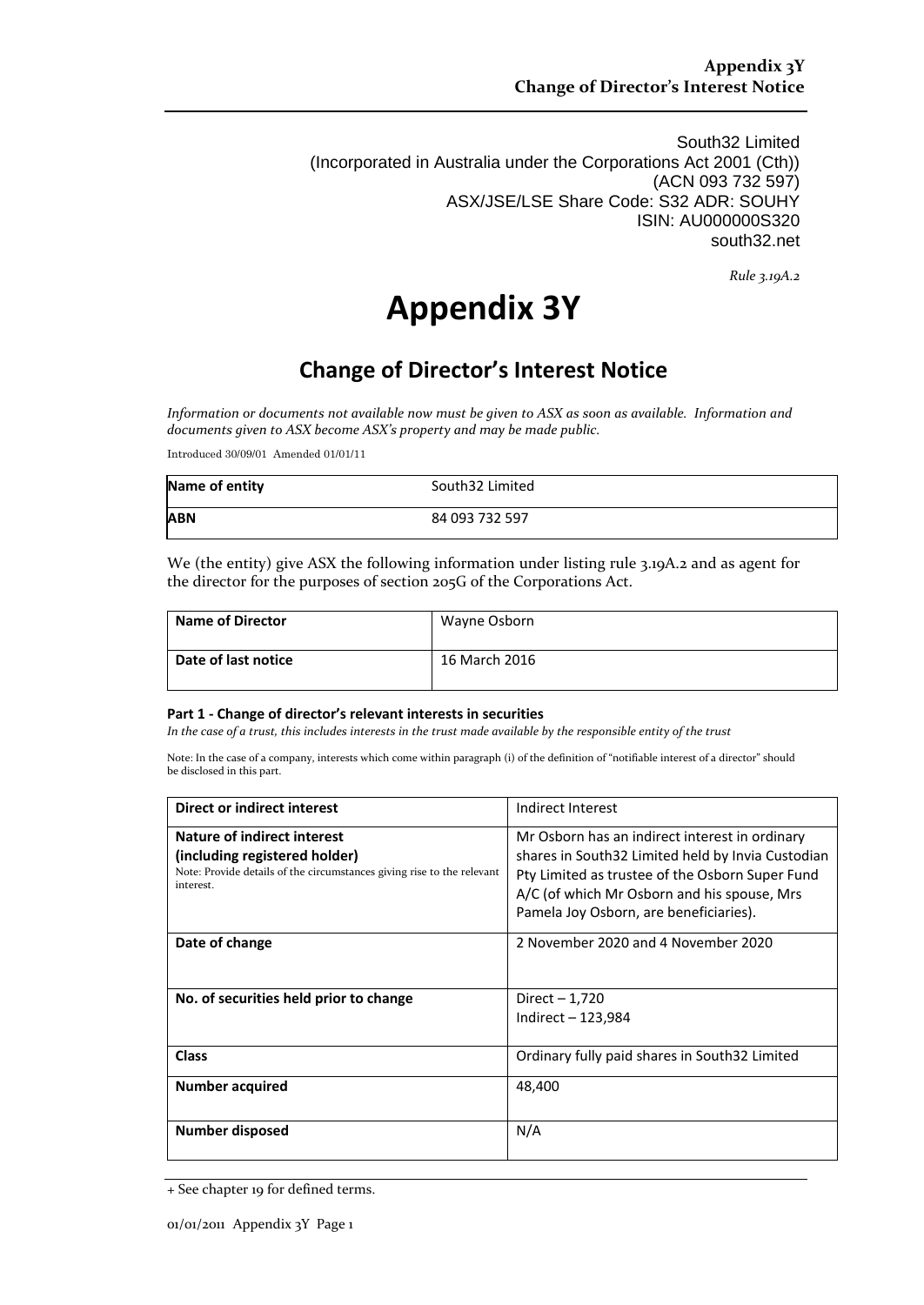South32 Limited
(Incorporated in Australia under the Corporations Act 2001 (Cth))
(ACN 093 732 597)
ASX/JSE/LSE Share Code: S32 ADR: SOUHY
ISIN: AU000000S320
south32.net

*Rule 3.19A.2*

# Appendix 3Y

## Change of Director's Interest Notice

*Information or documents not available now must be given to ASX as soon as available. Information and documents given to ASX become ASX's property and may be made public.*

Introduced 30/09/01 Amended 01/01/11

| **Name of entity** | South32 Limited |
|---|---|
| **ABN** | 84 093 732 597 |

We (the entity) give ASX the following information under listing rule 3.19A.2 and as agent for the director for the purposes of section 205G of the Corporations Act.

| **Name of Director** | Wayne Osborn |
|---|---|
| **Date of last notice** | 16 March 2016 |

**Part 1 - Change of director's relevant interests in securities**

*In the case of a trust, this includes interests in the trust made available by the responsible entity of the trust*

Note: In the case of a company, interests which come within paragraph (i) of the definition of "notifiable interest of a director" should be disclosed in this part.

| **Direct or indirect interest** | Indirect Interest |
|---|---|
| **Nature of indirect interest (including registered holder)** Note: Provide details of the circumstances giving rise to the relevant interest. | Mr Osborn has an indirect interest in ordinary shares in South32 Limited held by Invia Custodian Pty Limited as trustee of the Osborn Super Fund A/C (of which Mr Osborn and his spouse, Mrs Pamela Joy Osborn, are beneficiaries). |
| **Date of change** | 2 November 2020 and 4 November 2020 |
| **No. of securities held prior to change** | Direct – 1,720<br>Indirect – 123,984 |
| **Class** | Ordinary fully paid shares in South32 Limited |
| **Number acquired** | 48,400 |
| **Number disposed** | N/A |

+ See chapter 19 for defined terms.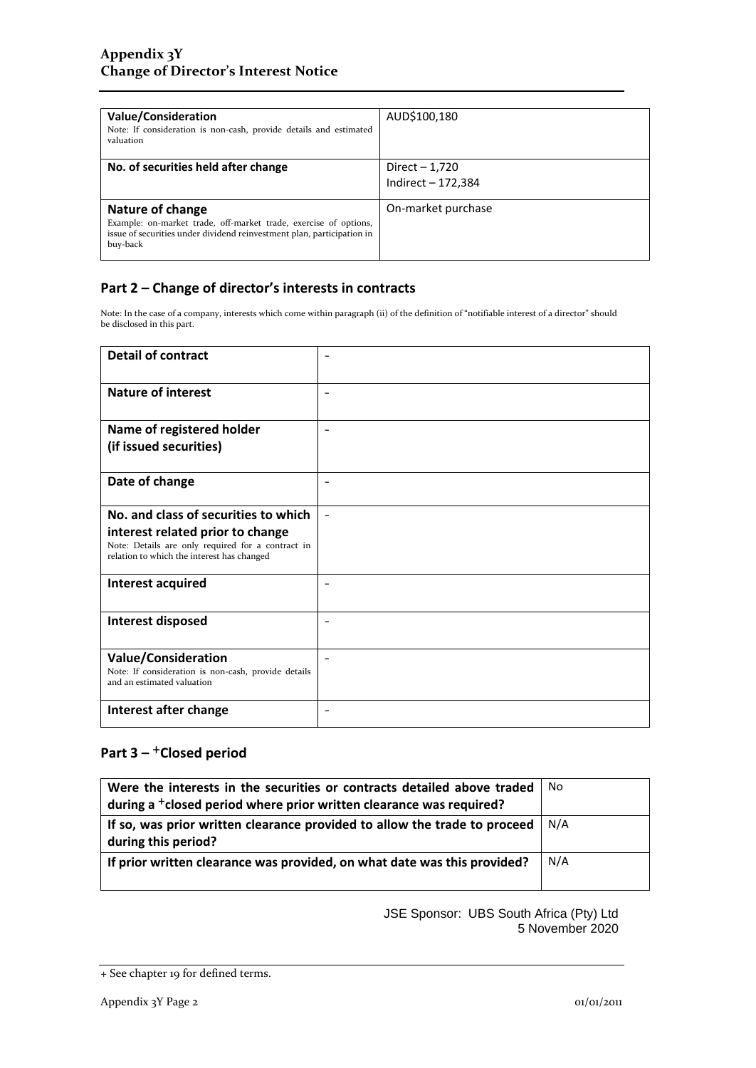## Appendix 3Y
## Change of Director's Interest Notice

| | |
|---|---|
| **Value/Consideration**<br>Note: If consideration is non-cash, provide details and estimated valuation | AUD$100,180 |
| **No. of securities held after change** | Direct – 1,720<br>Indirect – 172,384 |
| **Nature of change**<br>Example: on-market trade, off-market trade, exercise of options, issue of securities under dividend reinvestment plan, participation in buy-back | On-market purchase |

## Part 2 – Change of director's interests in contracts

Note: In the case of a company, interests which come within paragraph (ii) of the definition of "notifiable interest of a director" should be disclosed in this part.

| | |
|---|---|
| **Detail of contract** | - |
| **Nature of interest** | - |
| **Name of registered holder (if issued securities)** | - |
| **Date of change** | - |
| **No. and class of securities to which interest related prior to change**<br>Note: Details are only required for a contract in relation to which the interest has changed | - |
| **Interest acquired** | - |
| **Interest disposed** | - |
| **Value/Consideration**<br>Note: If consideration is non-cash, provide details and an estimated valuation | - |
| **Interest after change** | - |

## Part 3 – +Closed period

| | |
|---|---|
| **Were the interests in the securities or contracts detailed above traded during a +closed period where prior written clearance was required?** | No |
| **If so, was prior written clearance provided to allow the trade to proceed during this period?** | N/A |
| **If prior written clearance was provided, on what date was this provided?** | N/A |

JSE Sponsor: UBS South Africa (Pty) Ltd
5 November 2020

+ See chapter 19 for defined terms.